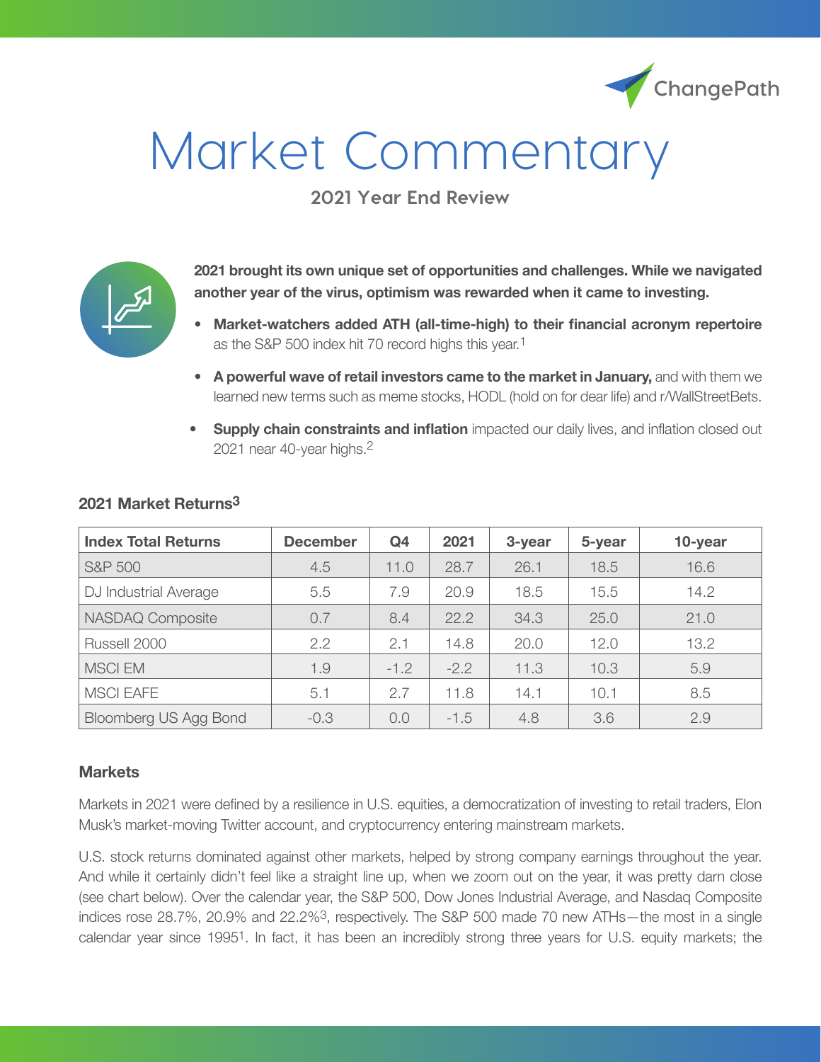ChangePath

# Market Commentary

## 2021 Year End Review

**2021 brought its own unique set of opportunities and challenges. While we navigated another year of the virus, optimism was rewarded when it came to investing.**

- **Market-watchers added ATH (all-time-high) to their financial acronym repertoire** as the S&P 500 index hit 70 record highs this year.[1]
- **A powerful wave of retail investors came to the market in January,** and with them we learned new terms such as meme stocks, HODL (hold on for dear life) and r/WallStreetBets.
- **Supply chain constraints and inflation** impacted our daily lives, and inflation closed out 2021 near 40-year highs.[2]

### 2021 Market Returns[3]

| Index Total Returns | December | Q4 | 2021 | 3-year | 5-year | 10-year |
|---|---|---|---|---|---|---|
| S&P 500 | 4.5 | 11.0 | 28.7 | 26.1 | 18.5 | 16.6 |
| DJ Industrial Average | 5.5 | 7.9 | 20.9 | 18.5 | 15.5 | 14.2 |
| NASDAQ Composite | 0.7 | 8.4 | 22.2 | 34.3 | 25.0 | 21.0 |
| Russell 2000 | 2.2 | 2.1 | 14.8 | 20.0 | 12.0 | 13.2 |
| MSCI EM | 1.9 | -1.2 | -2.2 | 11.3 | 10.3 | 5.9 |
| MSCI EAFE | 5.1 | 2.7 | 11.8 | 14.1 | 10.1 | 8.5 |
| Bloomberg US Agg Bond | -0.3 | 0.0 | -1.5 | 4.8 | 3.6 | 2.9 |

### Markets

Markets in 2021 were defined by a resilience in U.S. equities, a democratization of investing to retail traders, Elon Musk's market-moving Twitter account, and cryptocurrency entering mainstream markets.

U.S. stock returns dominated against other markets, helped by strong company earnings throughout the year. And while it certainly didn't feel like a straight line up, when we zoom out on the year, it was pretty darn close (see chart below). Over the calendar year, the S&P 500, Dow Jones Industrial Average, and Nasdaq Composite indices rose 28.7%, 20.9% and 22.2%[3], respectively. The S&P 500 made 70 new ATHs—the most in a single calendar year since 1995[1]. In fact, it has been an incredibly strong three years for U.S. equity markets; the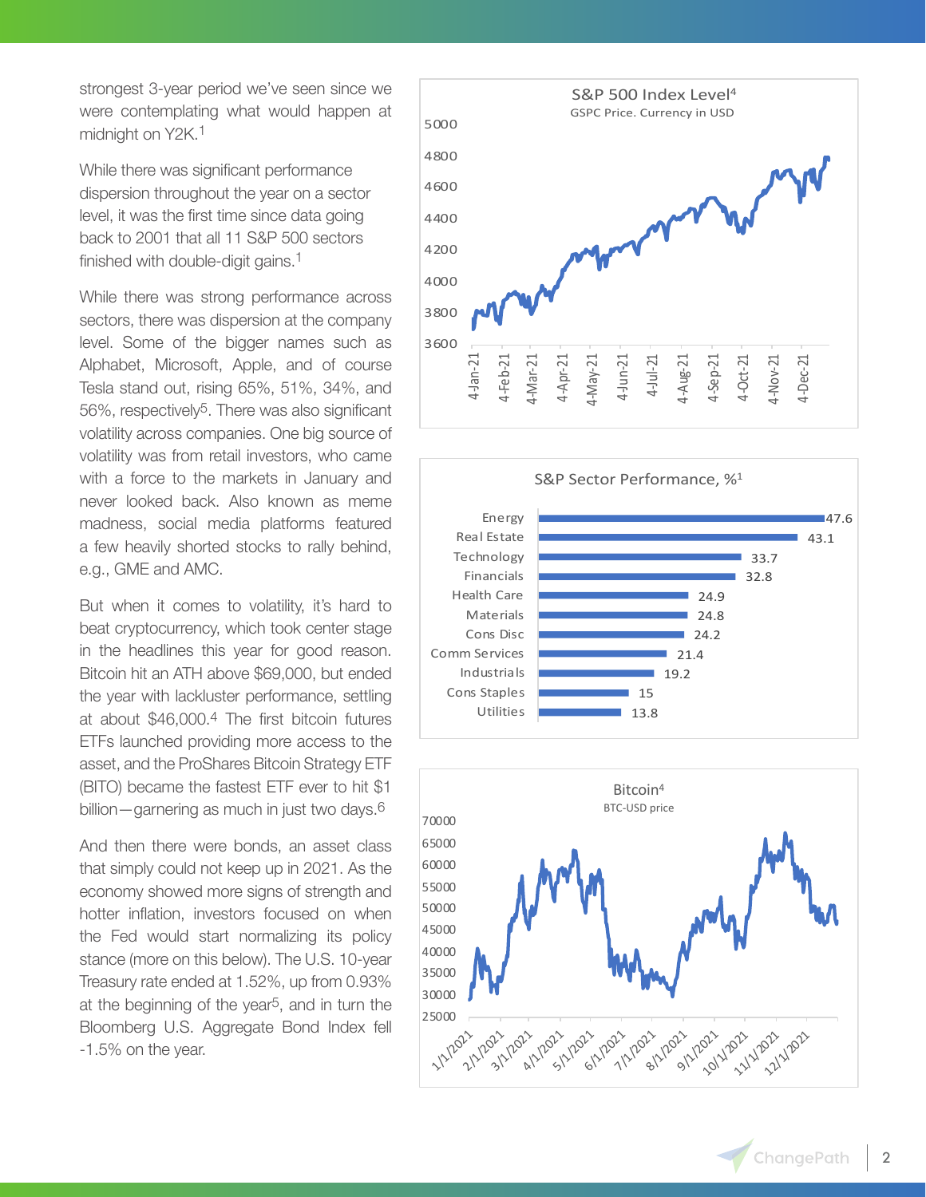strongest 3-year period we've seen since we were contemplating what would happen at midnight on Y2K.[1]

While there was significant performance dispersion throughout the year on a sector level, it was the first time since data going back to 2001 that all 11 S&P 500 sectors finished with double-digit gains.[1]

While there was strong performance across sectors, there was dispersion at the company level. Some of the bigger names such as Alphabet, Microsoft, Apple, and of course Tesla stand out, rising 65%, 51%, 34%, and 56%, respectively[5]. There was also significant volatility across companies. One big source of volatility was from retail investors, who came with a force to the markets in January and never looked back. Also known as meme madness, social media platforms featured a few heavily shorted stocks to rally behind, e.g., GME and AMC.

But when it comes to volatility, it's hard to beat cryptocurrency, which took center stage in the headlines this year for good reason. Bitcoin hit an ATH above $69,000, but ended the year with lackluster performance, settling at about $46,000.[4] The first bitcoin futures ETFs launched providing more access to the asset, and the ProShares Bitcoin Strategy ETF (BITO) became the fastest ETF ever to hit $1 billion—garnering as much in just two days.[6]

And then there were bonds, an asset class that simply could not keep up in 2021. As the economy showed more signs of strength and hotter inflation, investors focused on when the Fed would start normalizing its policy stance (more on this below). The U.S. 10-year Treasury rate ended at 1.52%, up from 0.93% at the beginning of the year[5], and in turn the Bloomberg U.S. Aggregate Bond Index fell -1.5% on the year.

**S&P 500 Index Level[4]**
GSPC Price. Currency in USD

**S&P Sector Performance, %[1]**

| Sector | % |
|---|---|
| Energy | 47.6 |
| Real Estate | 43.1 |
| Technology | 33.7 |
| Financials | 32.8 |
| Health Care | 24.9 |
| Materials | 24.8 |
| Cons Disc | 24.2 |
| Comm Services | 21.4 |
| Industrials | 19.2 |
| Cons Staples | 15 |
| Utilities | 13.8 |

**Bitcoin[4]**
BTC-USD price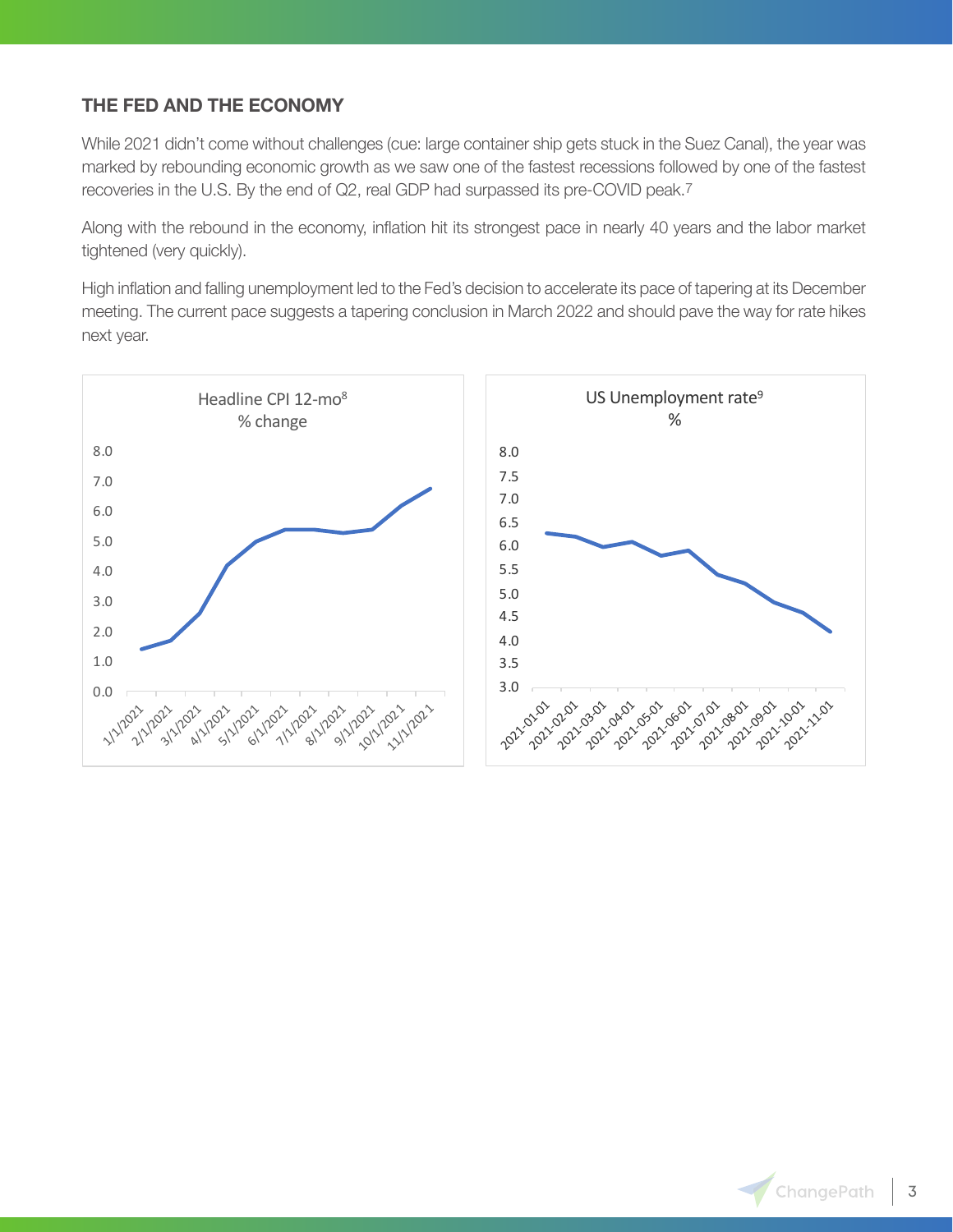### THE FED AND THE ECONOMY

While 2021 didn't come without challenges (cue: large container ship gets stuck in the Suez Canal), the year was marked by rebounding economic growth as we saw one of the fastest recessions followed by one of the fastest recoveries in the U.S. By the end of Q2, real GDP had surpassed its pre-COVID peak.[7]

Along with the rebound in the economy, inflation hit its strongest pace in nearly 40 years and the labor market tightened (very quickly).

High inflation and falling unemployment led to the Fed's decision to accelerate its pace of tapering at its December meeting. The current pace suggests a tapering conclusion in March 2022 and should pave the way for rate hikes next year.

Headline CPI 12-mo[8] % change

US Unemployment rate[9] %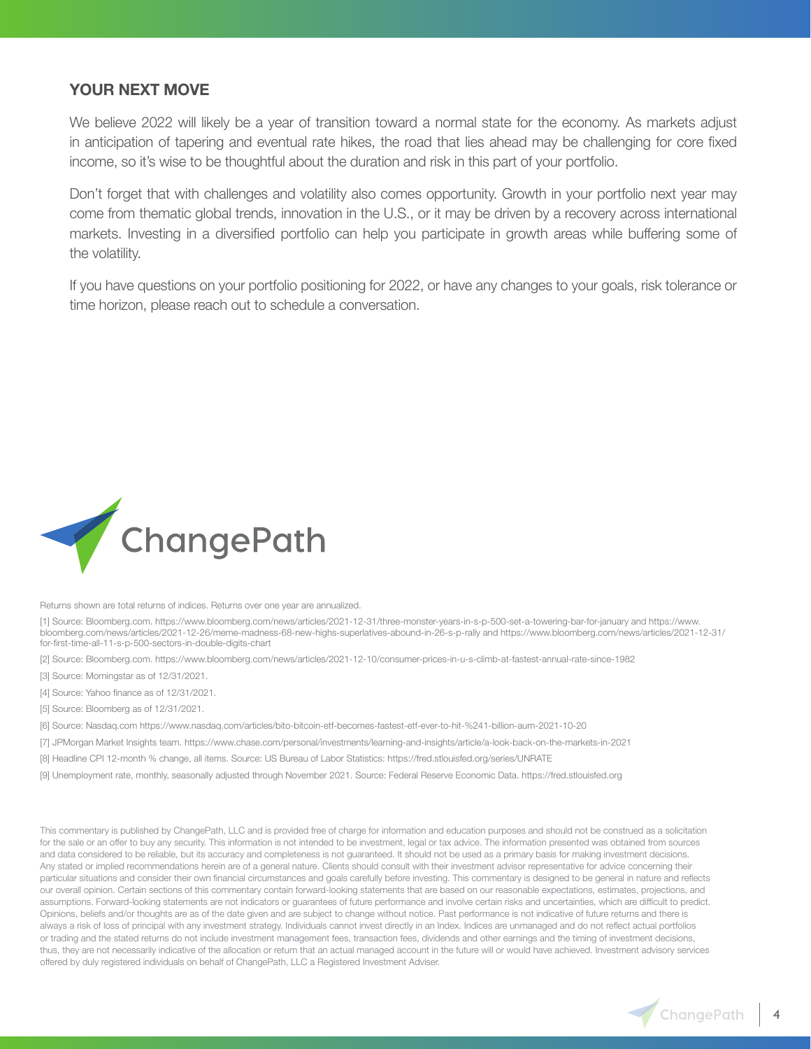## YOUR NEXT MOVE

We believe 2022 will likely be a year of transition toward a normal state for the economy. As markets adjust in anticipation of tapering and eventual rate hikes, the road that lies ahead may be challenging for core fixed income, so it's wise to be thoughtful about the duration and risk in this part of your portfolio.

Don't forget that with challenges and volatility also comes opportunity. Growth in your portfolio next year may come from thematic global trends, innovation in the U.S., or it may be driven by a recovery across international markets. Investing in a diversified portfolio can help you participate in growth areas while buffering some of the volatility.

If you have questions on your portfolio positioning for 2022, or have any changes to your goals, risk tolerance or time horizon, please reach out to schedule a conversation.

ChangePath

Returns shown are total returns of indices. Returns over one year are annualized.

[1] Source: Bloomberg.com. https://www.bloomberg.com/news/articles/2021-12-31/three-monster-years-in-s-p-500-set-a-towering-bar-for-january and https://www.bloomberg.com/news/articles/2021-12-26/meme-madness-68-new-highs-superlatives-abound-in-26-s-p-rally and https://www.bloomberg.com/news/articles/2021-12-31/for-first-time-all-11-s-p-500-sectors-in-double-digits-chart

[2] Source: Bloomberg.com. https://www.bloomberg.com/news/articles/2021-12-10/consumer-prices-in-u-s-climb-at-fastest-annual-rate-since-1982

[3] Source: Morningstar as of 12/31/2021.

[4] Source: Yahoo finance as of 12/31/2021.

[5] Source: Bloomberg as of 12/31/2021.

[6] Source: Nasdaq.com https://www.nasdaq.com/articles/bito-bitcoin-etf-becomes-fastest-etf-ever-to-hit-%241-billion-aum-2021-10-20

[7] JPMorgan Market Insights team. https://www.chase.com/personal/investments/learning-and-insights/article/a-look-back-on-the-markets-in-2021

[8] Headline CPI 12-month % change, all items. Source: US Bureau of Labor Statistics: https://fred.stlouisfed.org/series/UNRATE

[9] Unemployment rate, monthly, seasonally adjusted through November 2021. Source: Federal Reserve Economic Data. https://fred.stlouisfed.org

This commentary is published by ChangePath, LLC and is provided free of charge for information and education purposes and should not be construed as a solicitation for the sale or an offer to buy any security. This information is not intended to be investment, legal or tax advice. The information presented was obtained from sources and data considered to be reliable, but its accuracy and completeness is not guaranteed. It should not be used as a primary basis for making investment decisions. Any stated or implied recommendations herein are of a general nature. Clients should consult with their investment advisor representative for advice concerning their particular situations and consider their own financial circumstances and goals carefully before investing. This commentary is designed to be general in nature and reflects our overall opinion. Certain sections of this commentary contain forward-looking statements that are based on our reasonable expectations, estimates, projections, and assumptions. Forward-looking statements are not indicators or guarantees of future performance and involve certain risks and uncertainties, which are difficult to predict. Opinions, beliefs and/or thoughts are as of the date given and are subject to change without notice. Past performance is not indicative of future returns and there is always a risk of loss of principal with any investment strategy. Individuals cannot invest directly in an Index. Indices are unmanaged and do not reflect actual portfolios or trading and the stated returns do not include investment management fees, transaction fees, dividends and other earnings and the timing of investment decisions, thus, they are not necessarily indicative of the allocation or return that an actual managed account in the future will or would have achieved. Investment advisory services offered by duly registered individuals on behalf of ChangePath, LLC a Registered Investment Adviser.